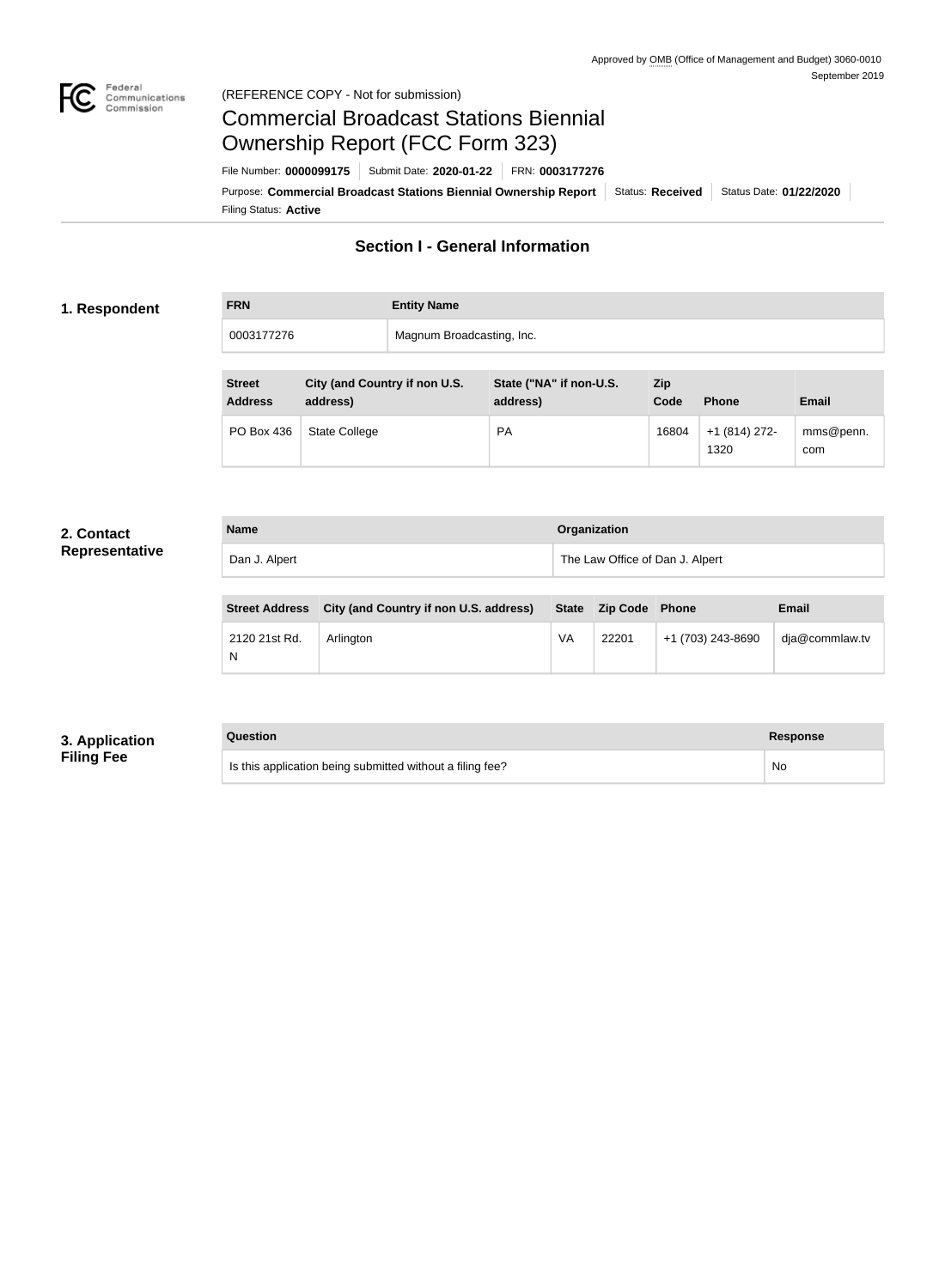Approved by OMB (Office of Management and Budget) 3060-0010
September 2019

(REFERENCE COPY - Not for submission)

# Commercial Broadcast Stations Biennial Ownership Report (FCC Form 323)

File Number: **0000099175** | Submit Date: **2020-01-22** | FRN: **0003177276**

Purpose: **Commercial Broadcast Stations Biennial Ownership Report** | Status: **Received** | Status Date: **01/22/2020**

Filing Status: **Active**

## Section I - General Information

### 1. Respondent

| FRN | Entity Name |
| --- | --- |
| 0003177276 | Magnum Broadcasting, Inc. |

| Street Address | City (and Country if non U.S. address) | State ("NA" if non-U.S. address) | Zip Code | Phone | Email |
| --- | --- | --- | --- | --- | --- |
| PO Box 436 | State College | PA | 16804 | +1 (814) 272-1320 | mms@penn.com |

### 2. Contact Representative

| Name | Organization |
| --- | --- |
| Dan J. Alpert | The Law Office of Dan J. Alpert |

| Street Address | City (and Country if non U.S. address) | State | Zip Code | Phone | Email |
| --- | --- | --- | --- | --- | --- |
| 2120 21st Rd. N | Arlington | VA | 22201 | +1 (703) 243-8690 | dja@commlaw.tv |

### 3. Application Filing Fee

| Question | Response |
| --- | --- |
| Is this application being submitted without a filing fee? | No |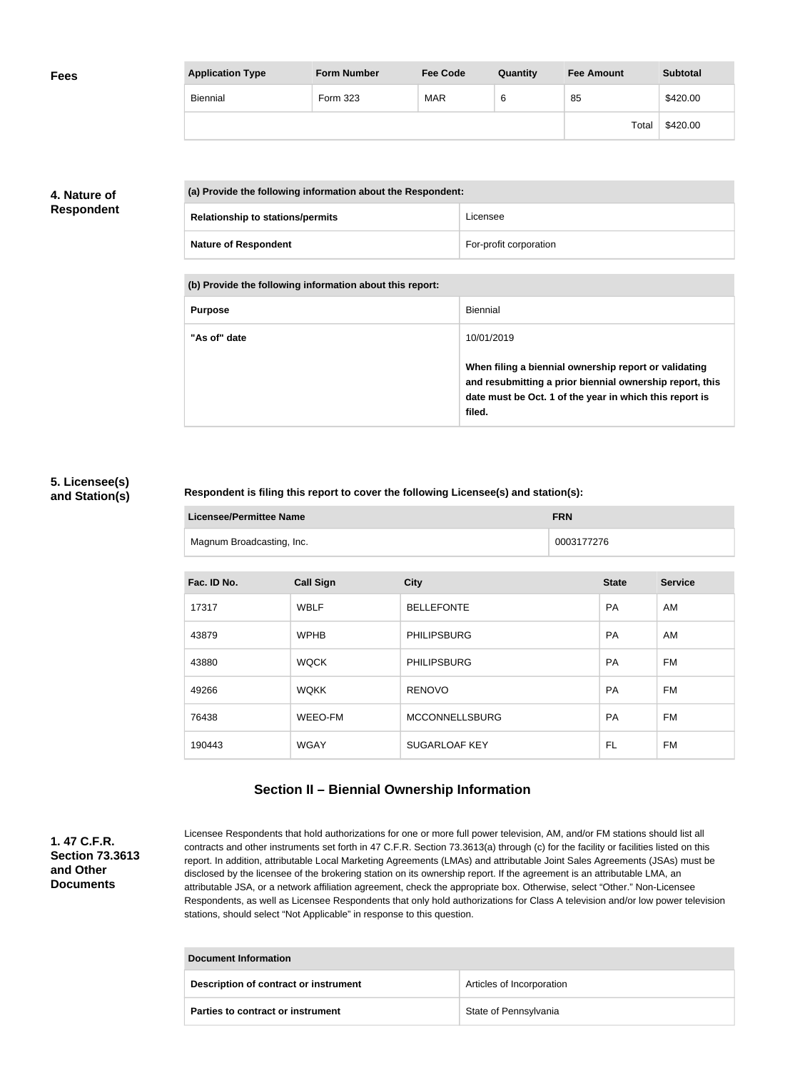**Fees**

| Application Type | Form Number | Fee Code | Quantity | Fee Amount | Subtotal |
|---|---|---|---|---|---|
| Biennial | Form 323 | MAR | 6 | 85 | $420.00 |
| | | | | Total | $420.00 |

**4. Nature of Respondent**

| (a) Provide the following information about the Respondent: | |
|---|---|
| Relationship to stations/permits | Licensee |
| Nature of Respondent | For-profit corporation |

| (b) Provide the following information about this report: | |
|---|---|
| Purpose | Biennial |
| "As of" date | 10/01/2019<br><br>**When filing a biennial ownership report or validating and resubmitting a prior biennial ownership report, this date must be Oct. 1 of the year in which this report is filed.** |

**5. Licensee(s) and Station(s)**

**Respondent is filing this report to cover the following Licensee(s) and station(s):**

| Licensee/Permittee Name | FRN |
|---|---|
| Magnum Broadcasting, Inc. | 0003177276 |

| Fac. ID No. | Call Sign | City | State | Service |
|---|---|---|---|---|
| 17317 | WBLF | BELLEFONTE | PA | AM |
| 43879 | WPHB | PHILIPSBURG | PA | AM |
| 43880 | WQCK | PHILIPSBURG | PA | FM |
| 49266 | WQKK | RENOVO | PA | FM |
| 76438 | WEEO-FM | MCCONNELLSBURG | PA | FM |
| 190443 | WGAY | SUGARLOAF KEY | FL | FM |

## Section II – Biennial Ownership Information

**1. 47 C.F.R. Section 73.3613 and Other Documents**

Licensee Respondents that hold authorizations for one or more full power television, AM, and/or FM stations should list all contracts and other instruments set forth in 47 C.F.R. Section 73.3613(a) through (c) for the facility or facilities listed on this report. In addition, attributable Local Marketing Agreements (LMAs) and attributable Joint Sales Agreements (JSAs) must be disclosed by the licensee of the brokering station on its ownership report. If the agreement is an attributable LMA, an attributable JSA, or a network affiliation agreement, check the appropriate box. Otherwise, select "Other." Non-Licensee Respondents, as well as Licensee Respondents that only hold authorizations for Class A television and/or low power television stations, should select "Not Applicable" in response to this question.

| Document Information | |
|---|---|
| Description of contract or instrument | Articles of Incorporation |
| Parties to contract or instrument | State of Pennsylvania |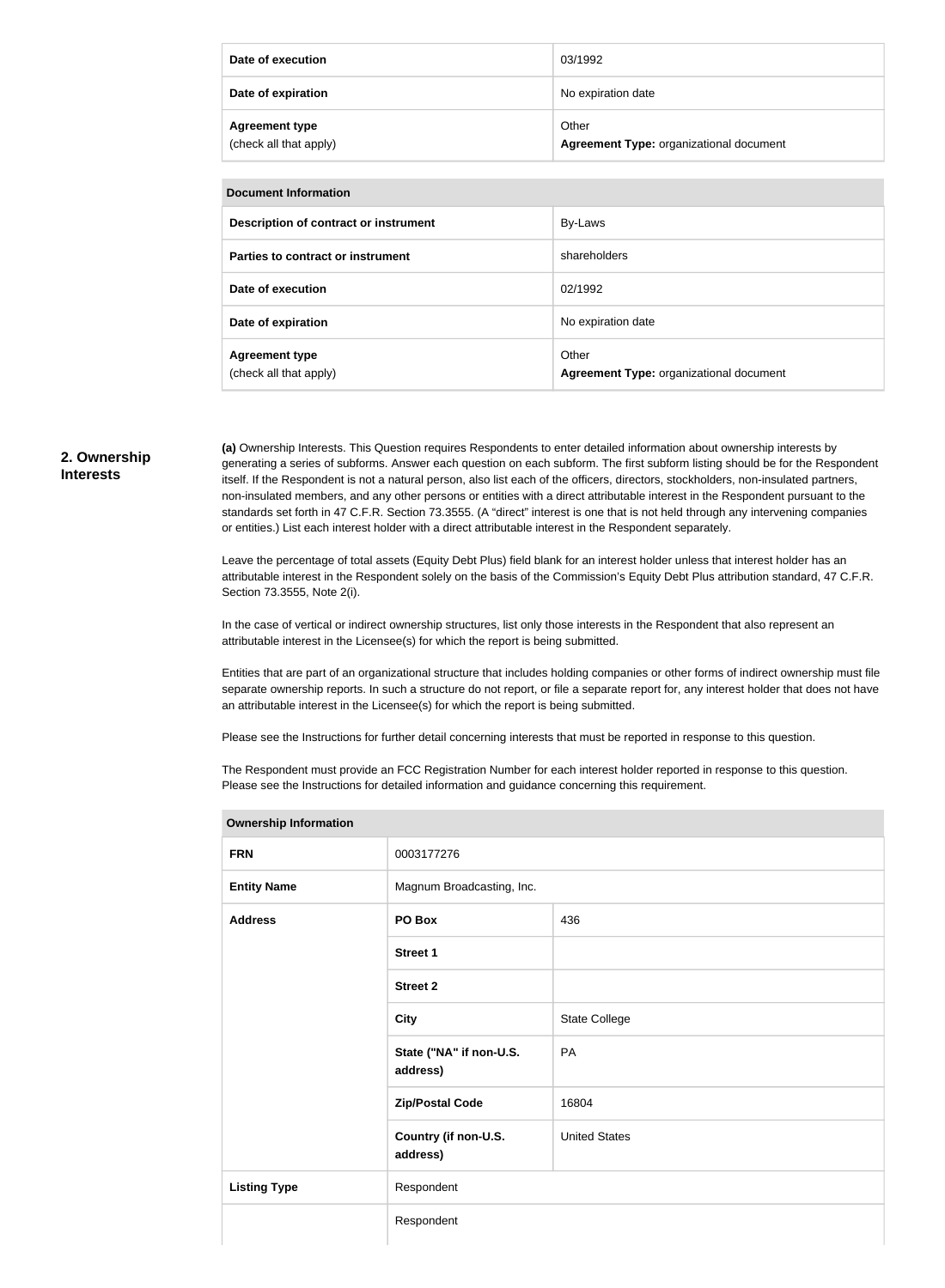| | |
|---|---|
| **Date of execution** | 03/1992 |
| **Date of expiration** | No expiration date |
| **Agreement type** (check all that apply) | Other **Agreement Type:** organizational document |

| **Document Information** | |
|---|---|
| **Description of contract or instrument** | By-Laws |
| **Parties to contract or instrument** | shareholders |
| **Date of execution** | 02/1992 |
| **Date of expiration** | No expiration date |
| **Agreement type** (check all that apply) | Other **Agreement Type:** organizational document |

## 2. Ownership Interests

**(a)** Ownership Interests. This Question requires Respondents to enter detailed information about ownership interests by generating a series of subforms. Answer each question on each subform. The first subform listing should be for the Respondent itself. If the Respondent is not a natural person, also list each of the officers, directors, stockholders, non-insulated partners, non-insulated members, and any other persons or entities with a direct attributable interest in the Respondent pursuant to the standards set forth in 47 C.F.R. Section 73.3555. (A "direct" interest is one that is not held through any intervening companies or entities.) List each interest holder with a direct attributable interest in the Respondent separately.

Leave the percentage of total assets (Equity Debt Plus) field blank for an interest holder unless that interest holder has an attributable interest in the Respondent solely on the basis of the Commission's Equity Debt Plus attribution standard, 47 C.F.R. Section 73.3555, Note 2(i).

In the case of vertical or indirect ownership structures, list only those interests in the Respondent that also represent an attributable interest in the Licensee(s) for which the report is being submitted.

Entities that are part of an organizational structure that includes holding companies or other forms of indirect ownership must file separate ownership reports. In such a structure do not report, or file a separate report for, any interest holder that does not have an attributable interest in the Licensee(s) for which the report is being submitted.

Please see the Instructions for further detail concerning interests that must be reported in response to this question.

The Respondent must provide an FCC Registration Number for each interest holder reported in response to this question. Please see the Instructions for detailed information and guidance concerning this requirement.

| **Ownership Information** | | |
|---|---|---|
| **FRN** | 0003177276 | |
| **Entity Name** | Magnum Broadcasting, Inc. | |
| **Address** | **PO Box** | 436 |
| | **Street 1** | |
| | **Street 2** | |
| | **City** | State College |
| | **State ("NA" if non-U.S. address)** | PA |
| | **Zip/Postal Code** | 16804 |
| | **Country (if non-U.S. address)** | United States |
| **Listing Type** | Respondent | |
| | Respondent | |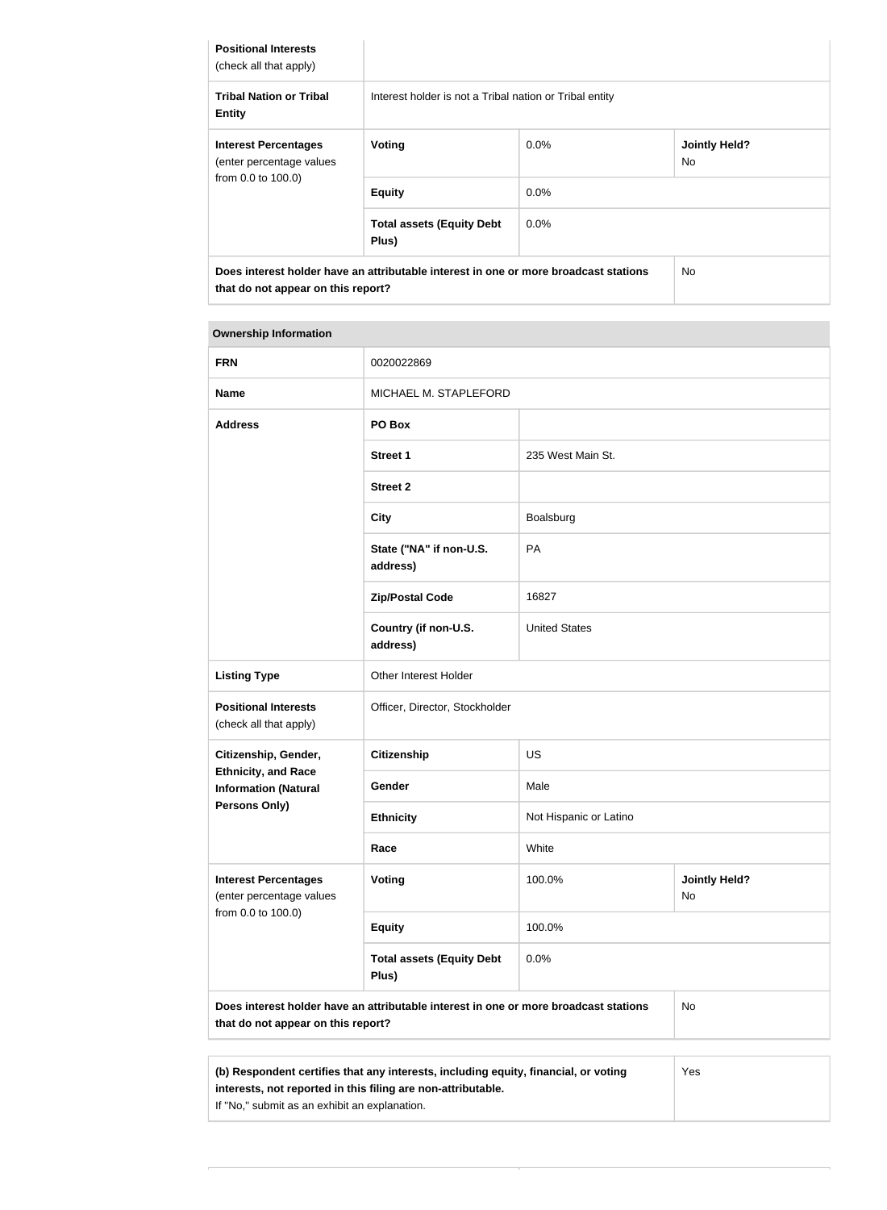| | | | |
|---|---|---|---|
| **Positional Interests** (check all that apply) | | | |
| **Tribal Nation or Tribal Entity** | Interest holder is not a Tribal nation or Tribal entity | | |
| **Interest Percentages** (enter percentage values from 0.0 to 100.0) | **Voting** | 0.0% | **Jointly Held?** No |
| | **Equity** | 0.0% | |
| | **Total assets (Equity Debt Plus)** | 0.0% | |
| **Does interest holder have an attributable interest in one or more broadcast stations that do not appear on this report?** | | | No |

| **Ownership Information** | | | |
|---|---|---|---|
| **FRN** | 0020022869 | | |
| **Name** | MICHAEL M. STAPLEFORD | | |
| **Address** | **PO Box** | | |
| | **Street 1** | 235 West Main St. | |
| | **Street 2** | | |
| | **City** | Boalsburg | |
| | **State ("NA" if non-U.S. address)** | PA | |
| | **Zip/Postal Code** | 16827 | |
| | **Country (if non-U.S. address)** | United States | |
| **Listing Type** | Other Interest Holder | | |
| **Positional Interests** (check all that apply) | Officer, Director, Stockholder | | |
| **Citizenship, Gender, Ethnicity, and Race Information (Natural Persons Only)** | **Citizenship** | US | |
| | **Gender** | Male | |
| | **Ethnicity** | Not Hispanic or Latino | |
| | **Race** | White | |
| **Interest Percentages** (enter percentage values from 0.0 to 100.0) | **Voting** | 100.0% | **Jointly Held?** No |
| | **Equity** | 100.0% | |
| | **Total assets (Equity Debt Plus)** | 0.0% | |
| **Does interest holder have an attributable interest in one or more broadcast stations that do not appear on this report?** | | | No |

| | |
|---|---|
| **(b) Respondent certifies that any interests, including equity, financial, or voting interests, not reported in this filing are non-attributable.** If "No," submit as an exhibit an explanation. | Yes |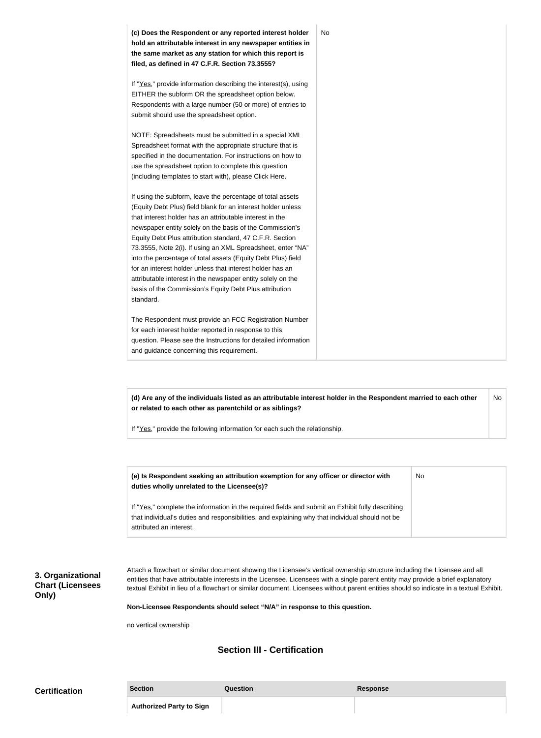| | |
|---|---|
| **(c) Does the Respondent or any reported interest holder hold an attributable interest in any newspaper entities in the same market as any station for which this report is filed, as defined in 47 C.F.R. Section 73.3555?**<br><br>If "Yes," provide information describing the interest(s), using EITHER the subform OR the spreadsheet option below. Respondents with a large number (50 or more) of entries to submit should use the spreadsheet option.<br><br>NOTE: Spreadsheets must be submitted in a special XML Spreadsheet format with the appropriate structure that is specified in the documentation. For instructions on how to use the spreadsheet option to complete this question (including templates to start with), please Click Here.<br><br>If using the subform, leave the percentage of total assets (Equity Debt Plus) field blank for an interest holder unless that interest holder has an attributable interest in the newspaper entity solely on the basis of the Commission's Equity Debt Plus attribution standard, 47 C.F.R. Section 73.3555, Note 2(i). If using an XML Spreadsheet, enter "NA" into the percentage of total assets (Equity Debt Plus) field for an interest holder unless that interest holder has an attributable interest in the newspaper entity solely on the basis of the Commission's Equity Debt Plus attribution standard.<br><br>The Respondent must provide an FCC Registration Number for each interest holder reported in response to this question. Please see the Instructions for detailed information and guidance concerning this requirement. | No |

| | |
|---|---|
| **(d) Are any of the individuals listed as an attributable interest holder in the Respondent married to each other or related to each other as parentchild or as siblings?**<br><br>If "Yes," provide the following information for each such the relationship. | No |

| | |
|---|---|
| **(e) Is Respondent seeking an attribution exemption for any officer or director with duties wholly unrelated to the Licensee(s)?**<br><br>If "Yes," complete the information in the required fields and submit an Exhibit fully describing that individual's duties and responsibilities, and explaining why that individual should not be attributed an interest. | No |

**3. Organizational Chart (Licensees Only)**

Attach a flowchart or similar document showing the Licensee's vertical ownership structure including the Licensee and all entities that have attributable interests in the Licensee. Licensees with a single parent entity may provide a brief explanatory textual Exhibit in lieu of a flowchart or similar document. Licensees without parent entities should so indicate in a textual Exhibit.

**Non-Licensee Respondents should select "N/A" in response to this question.**

no vertical ownership

## Section III - Certification

**Certification**

| Section | Question | Response |
|---|---|---|
| **Authorized Party to Sign** | | |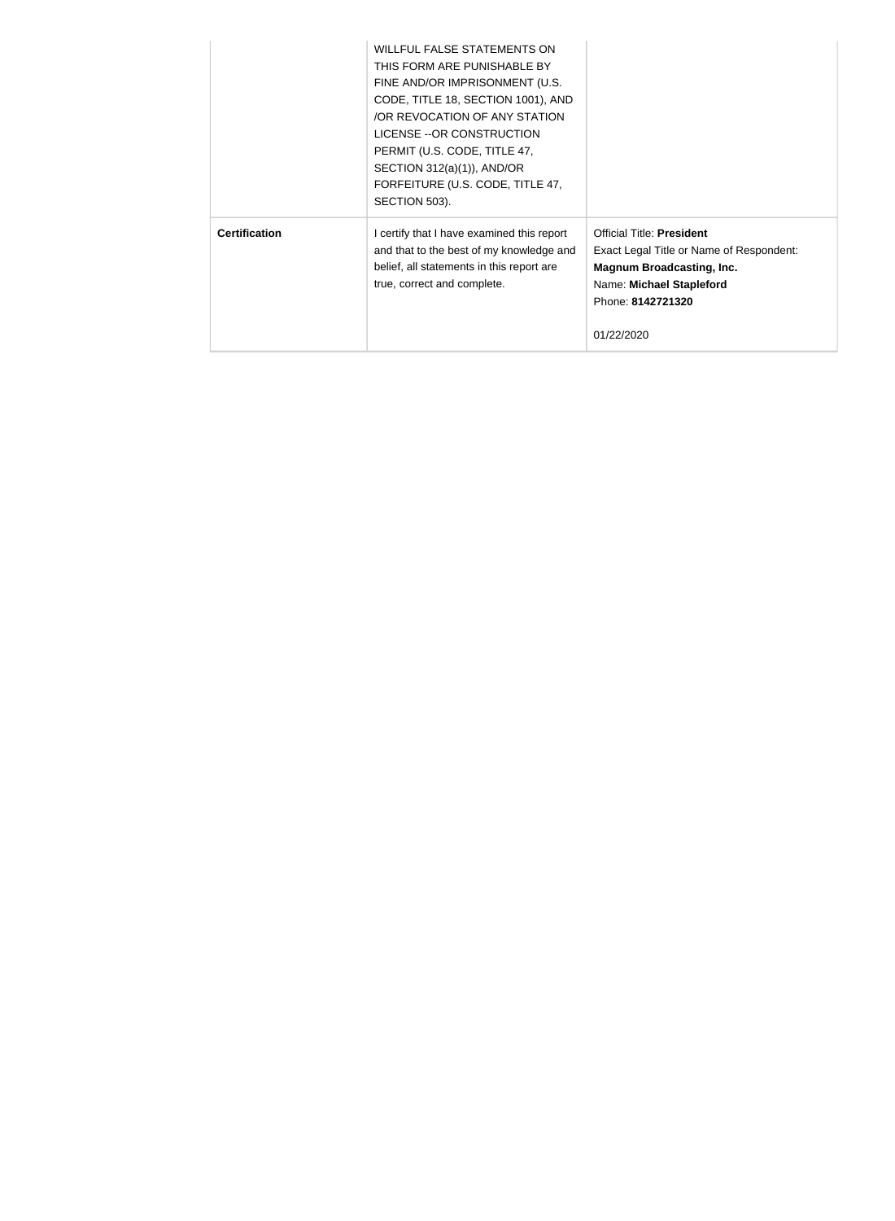| | | |
|---|---|---|
| | WILLFUL FALSE STATEMENTS ON THIS FORM ARE PUNISHABLE BY FINE AND/OR IMPRISONMENT (U.S. CODE, TITLE 18, SECTION 1001), AND /OR REVOCATION OF ANY STATION LICENSE --OR CONSTRUCTION PERMIT (U.S. CODE, TITLE 47, SECTION 312(a)(1)), AND/OR FORFEITURE (U.S. CODE, TITLE 47, SECTION 503). | |
| **Certification** | I certify that I have examined this report and that to the best of my knowledge and belief, all statements in this report are true, correct and complete. | Official Title: **President**<br>Exact Legal Title or Name of Respondent: **Magnum Broadcasting, Inc.**<br>Name: **Michael Stapleford**<br>Phone: **8142721320**<br><br>01/22/2020 |